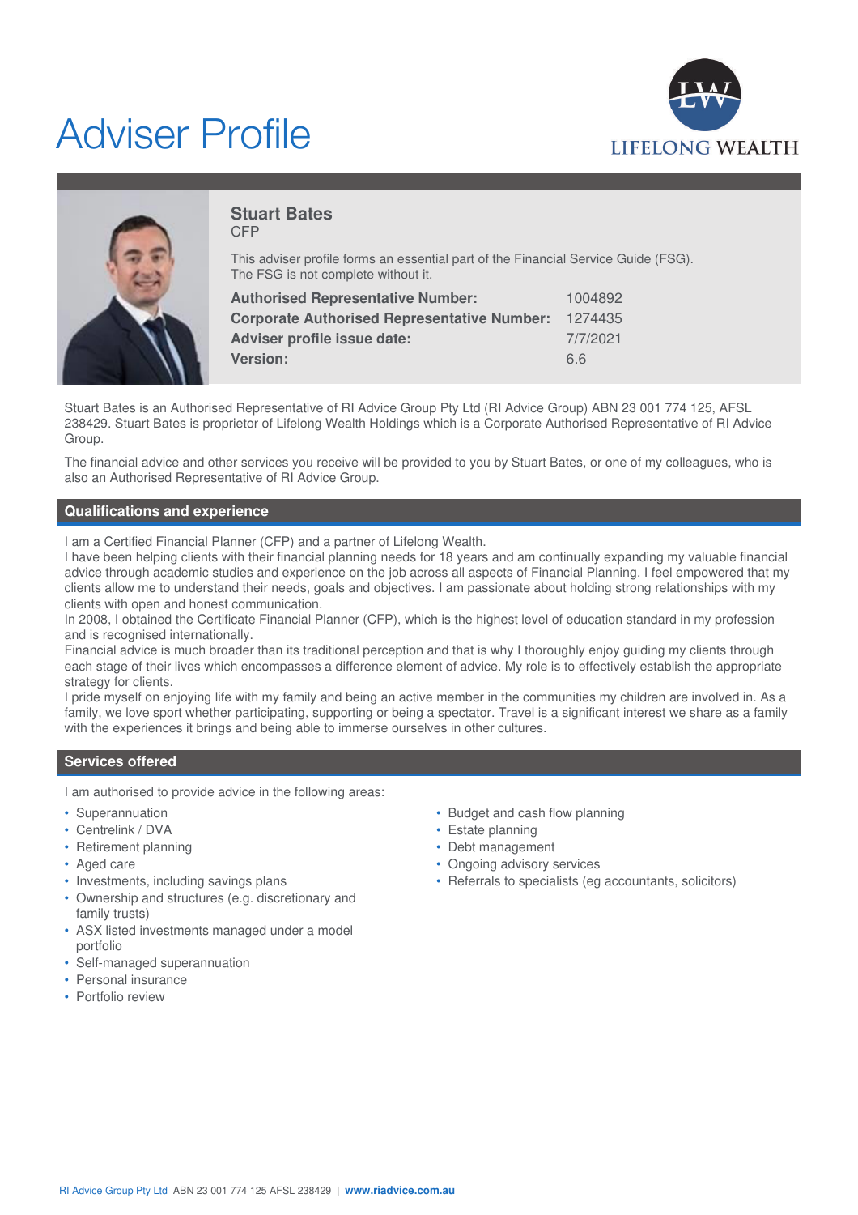# Adviser Profile

LIFELONG WEALTH

## Stuart Bates

CFP

This adviser profile forms an essential part of the Financial Service Guide (FSG). The FSG is not complete without it.

| | |
|---|---|
| **Authorised Representative Number:** | 1004892 |
| **Corporate Authorised Representative Number:** | 1274435 |
| **Adviser profile issue date:** | 7/7/2021 |
| **Version:** | 6.6 |

Stuart Bates is an Authorised Representative of RI Advice Group Pty Ltd (RI Advice Group) ABN 23 001 774 125, AFSL 238429. Stuart Bates is proprietor of Lifelong Wealth Holdings which is a Corporate Authorised Representative of RI Advice Group.

The financial advice and other services you receive will be provided to you by Stuart Bates, or one of my colleagues, who is also an Authorised Representative of RI Advice Group.

## Qualifications and experience

I am a Certified Financial Planner (CFP) and a partner of Lifelong Wealth.
I have been helping clients with their financial planning needs for 18 years and am continually expanding my valuable financial advice through academic studies and experience on the job across all aspects of Financial Planning. I feel empowered that my clients allow me to understand their needs, goals and objectives. I am passionate about holding strong relationships with my clients with open and honest communication.
In 2008, I obtained the Certificate Financial Planner (CFP), which is the highest level of education standard in my profession and is recognised internationally.
Financial advice is much broader than its traditional perception and that is why I thoroughly enjoy guiding my clients through each stage of their lives which encompasses a difference element of advice. My role is to effectively establish the appropriate strategy for clients.
I pride myself on enjoying life with my family and being an active member in the communities my children are involved in. As a family, we love sport whether participating, supporting or being a spectator. Travel is a significant interest we share as a family with the experiences it brings and being able to immerse ourselves in other cultures.

## Services offered

I am authorised to provide advice in the following areas:

- Superannuation
- Centrelink / DVA
- Retirement planning
- Aged care
- Investments, including savings plans
- Ownership and structures (e.g. discretionary and family trusts)
- ASX listed investments managed under a model portfolio
- Self-managed superannuation
- Personal insurance
- Portfolio review
- Budget and cash flow planning
- Estate planning
- Debt management
- Ongoing advisory services
- Referrals to specialists (eg accountants, solicitors)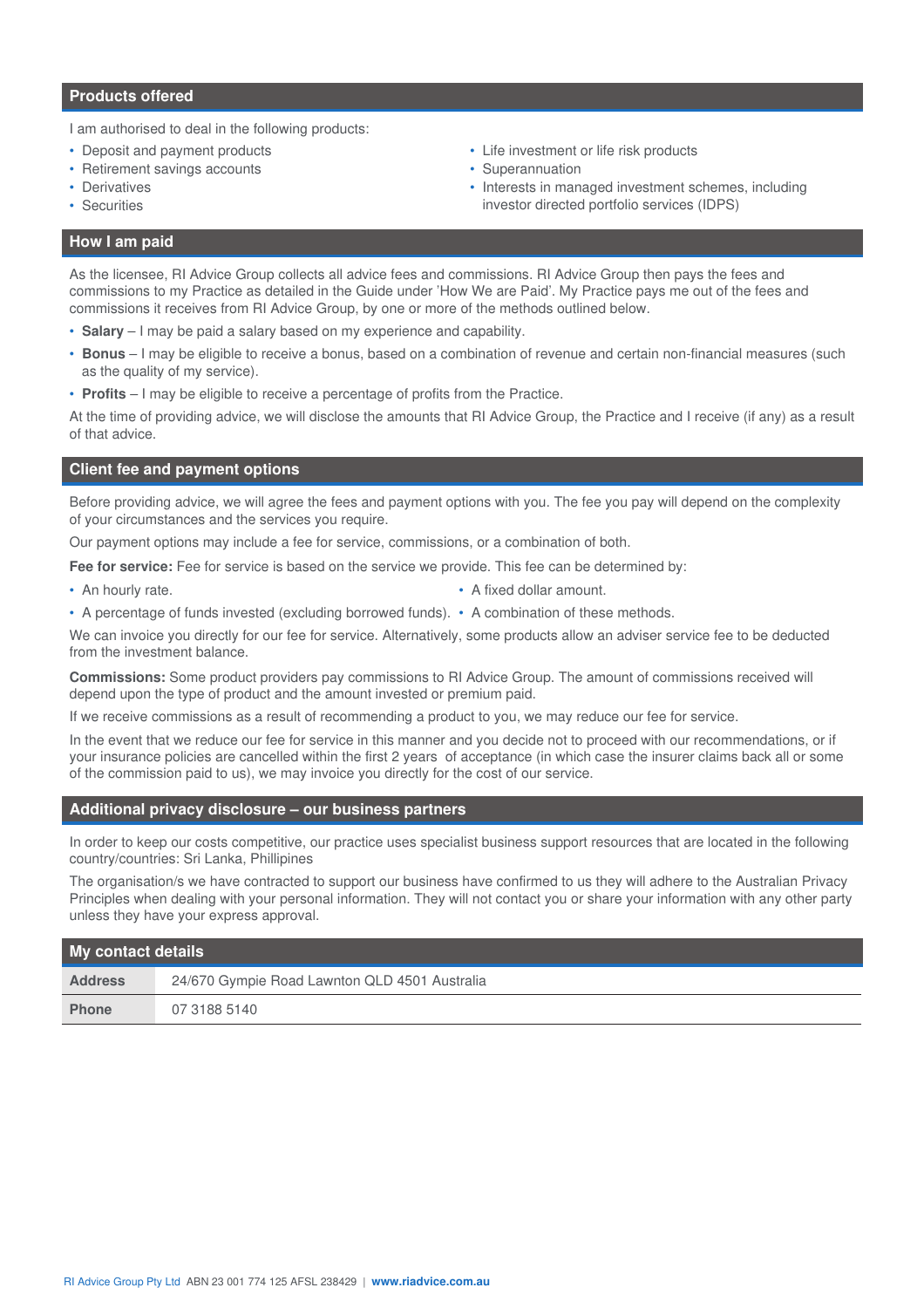## Products offered

I am authorised to deal in the following products:

- Deposit and payment products
- Retirement savings accounts
- Derivatives
- Securities
- Life investment or life risk products
- Superannuation
- Interests in managed investment schemes, including investor directed portfolio services (IDPS)

## How I am paid

As the licensee, RI Advice Group collects all advice fees and commissions. RI Advice Group then pays the fees and commissions to my Practice as detailed in the Guide under 'How We are Paid'. My Practice pays me out of the fees and commissions it receives from RI Advice Group, by one or more of the methods outlined below.

- **Salary** – I may be paid a salary based on my experience and capability.
- **Bonus** – I may be eligible to receive a bonus, based on a combination of revenue and certain non-financial measures (such as the quality of my service).
- **Profits** – I may be eligible to receive a percentage of profits from the Practice.

At the time of providing advice, we will disclose the amounts that RI Advice Group, the Practice and I receive (if any) as a result of that advice.

## Client fee and payment options

Before providing advice, we will agree the fees and payment options with you. The fee you pay will depend on the complexity of your circumstances and the services you require.

Our payment options may include a fee for service, commissions, or a combination of both.

**Fee for service:** Fee for service is based on the service we provide. This fee can be determined by:

- An hourly rate.
- A fixed dollar amount.
- A percentage of funds invested (excluding borrowed funds).
- A combination of these methods.

We can invoice you directly for our fee for service. Alternatively, some products allow an adviser service fee to be deducted from the investment balance.

**Commissions:** Some product providers pay commissions to RI Advice Group. The amount of commissions received will depend upon the type of product and the amount invested or premium paid.

If we receive commissions as a result of recommending a product to you, we may reduce our fee for service.

In the event that we reduce our fee for service in this manner and you decide not to proceed with our recommendations, or if your insurance policies are cancelled within the first 2 years of acceptance (in which case the insurer claims back all or some of the commission paid to us), we may invoice you directly for the cost of our service.

## Additional privacy disclosure – our business partners

In order to keep our costs competitive, our practice uses specialist business support resources that are located in the following country/countries: Sri Lanka, Phillipines

The organisation/s we have contracted to support our business have confirmed to us they will adhere to the Australian Privacy Principles when dealing with your personal information. They will not contact you or share your information with any other party unless they have your express approval.

## My contact details

| | |
|---|---|
| **Address** | 24/670 Gympie Road Lawnton QLD 4501 Australia |
| **Phone** | 07 3188 5140 |

RI Advice Group Pty Ltd ABN 23 001 774 125 AFSL 238429 | **www.riadvice.com.au**